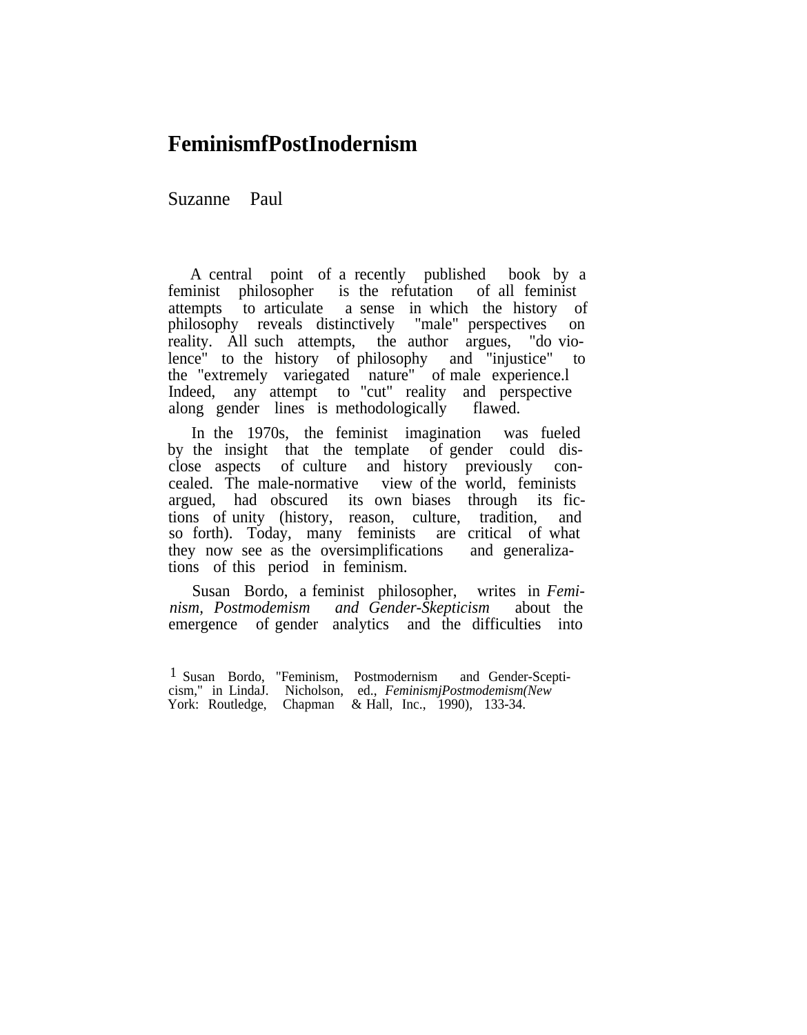# FeminismfPostInodernism

Suzanne Paul

A central point of a recently published book by a feminist philosopher is the refutation of all feminist attempts to articulate a sense in which the history of philosophy reveals distinctively "male" perspectives on reality. All such attempts, the author argues, "do violence" to the history of philosophy and "injustice" to the "extremely variegated nature" of male experience.[1] Indeed, any attempt to "cut" reality and perspective along gender lines is methodologically flawed.

In the 1970s, the feminist imagination was fueled by the insight that the template of gender could disclose aspects of culture and history previously concealed. The male-normative view of the world, feminists argued, had obscured its own biases through its fictions of unity (history, reason, culture, tradition, and so forth). Today, many feminists are critical of what they now see as the oversimplifications and generalizations of this period in feminism.

Susan Bordo, a feminist philosopher, writes in *Feminism, Postmodemism and Gender-Skepticism* about the emergence of gender analytics and the difficulties into

---

[1] Susan Bordo, "Feminism, Postmodernism and Gender-Scepticism," in LindaJ. Nicholson, ed., *FeminismjPostmodemism(New* York: Routledge, Chapman & Hall, Inc., 1990), 133-34.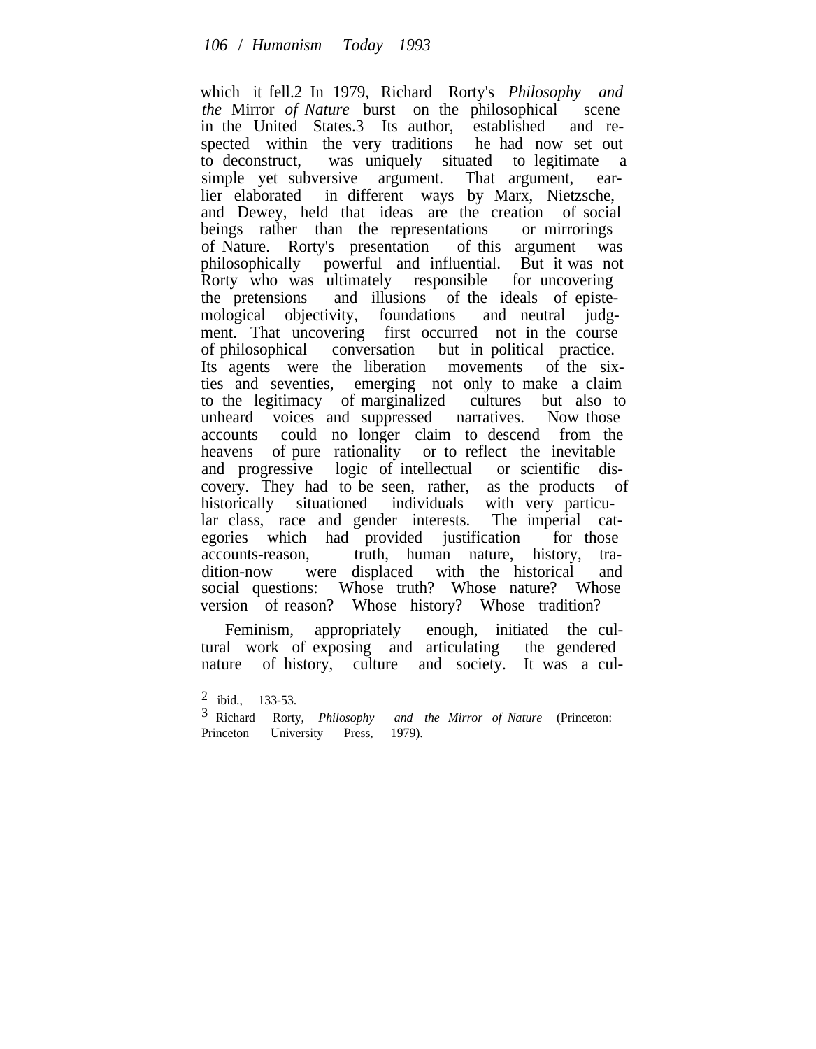which it fell.[2] In 1979, Richard Rorty's *Philosophy and the* Mirror *of Nature* burst on the philosophical scene in the United States.[3] Its author, established and respected within the very traditions he had now set out to deconstruct, was uniquely situated to legitimate a simple yet subversive argument. That argument, earlier elaborated in different ways by Marx, Nietzsche, and Dewey, held that ideas are the creation of social beings rather than the representations or mirrorings of Nature. Rorty's presentation of this argument was philosophically powerful and influential. But it was not Rorty who was ultimately responsible for uncovering the pretensions and illusions of the ideals of epistemological objectivity, foundations and neutral judgment. That uncovering first occurred not in the course of philosophical conversation but in political practice. Its agents were the liberation movements of the sixties and seventies, emerging not only to make a claim to the legitimacy of marginalized cultures but also to unheard voices and suppressed narratives. Now those accounts could no longer claim to descend from the heavens of pure rationality or to reflect the inevitable and progressive logic of intellectual or scientific discovery. They had to be seen, rather, as the products of historically situationed individuals with very particular class, race and gender interests. The imperial categories which had provided justification for those accounts-reason, truth, human nature, history, tradition-now were displaced with the historical and social questions: Whose truth? Whose nature? Whose version of reason? Whose history? Whose tradition?

Feminism, appropriately enough, initiated the cultural work of exposing and articulating the gendered nature of history, culture and society. It was a cul-

[2] ibid., 133-53.

[3] Richard Rorty, *Philosophy and the Mirror of Nature* (Princeton: Princeton University Press, 1979).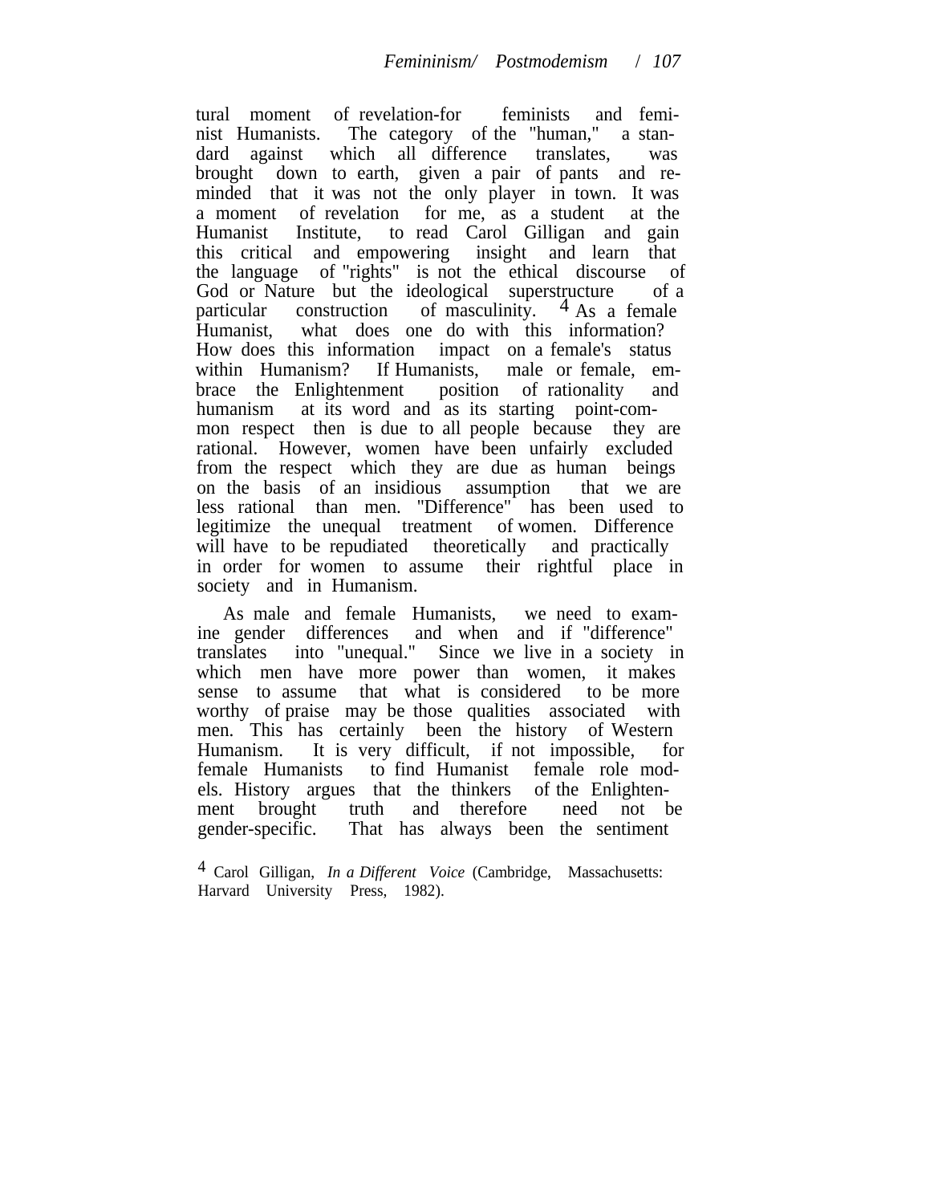tural moment of revelation-for feminists and feminist Humanists. The category of the "human," a standard against which all difference translates, was brought down to earth, given a pair of pants and reminded that it was not the only player in town. It was a moment of revelation for me, as a student at the Humanist Institute, to read Carol Gilligan and gain this critical and empowering insight and learn that the language of "rights" is not the ethical discourse of God or Nature but the ideological superstructure of a particular construction of masculinity.[4] As a female Humanist, what does one do with this information? How does this information impact on a female's status within Humanism? If Humanists, male or female, embrace the Enlightenment position of rationality and humanism at its word and as its starting point-common respect then is due to all people because they are rational. However, women have been unfairly excluded from the respect which they are due as human beings on the basis of an insidious assumption that we are less rational than men. "Difference" has been used to legitimize the unequal treatment of women. Difference will have to be repudiated theoretically and practically in order for women to assume their rightful place in society and in Humanism.

As male and female Humanists, we need to examine gender differences and when and if "difference" translates into "unequal." Since we live in a society in which men have more power than women, it makes sense to assume that what is considered to be more worthy of praise may be those qualities associated with men. This has certainly been the history of Western Humanism. It is very difficult, if not impossible, for female Humanists to find Humanist female role models. History argues that the thinkers of the Enlightenment brought truth and therefore need not be gender-specific. That has always been the sentiment

[4] Carol Gilligan, *In a Different Voice* (Cambridge, Massachusetts: Harvard University Press, 1982).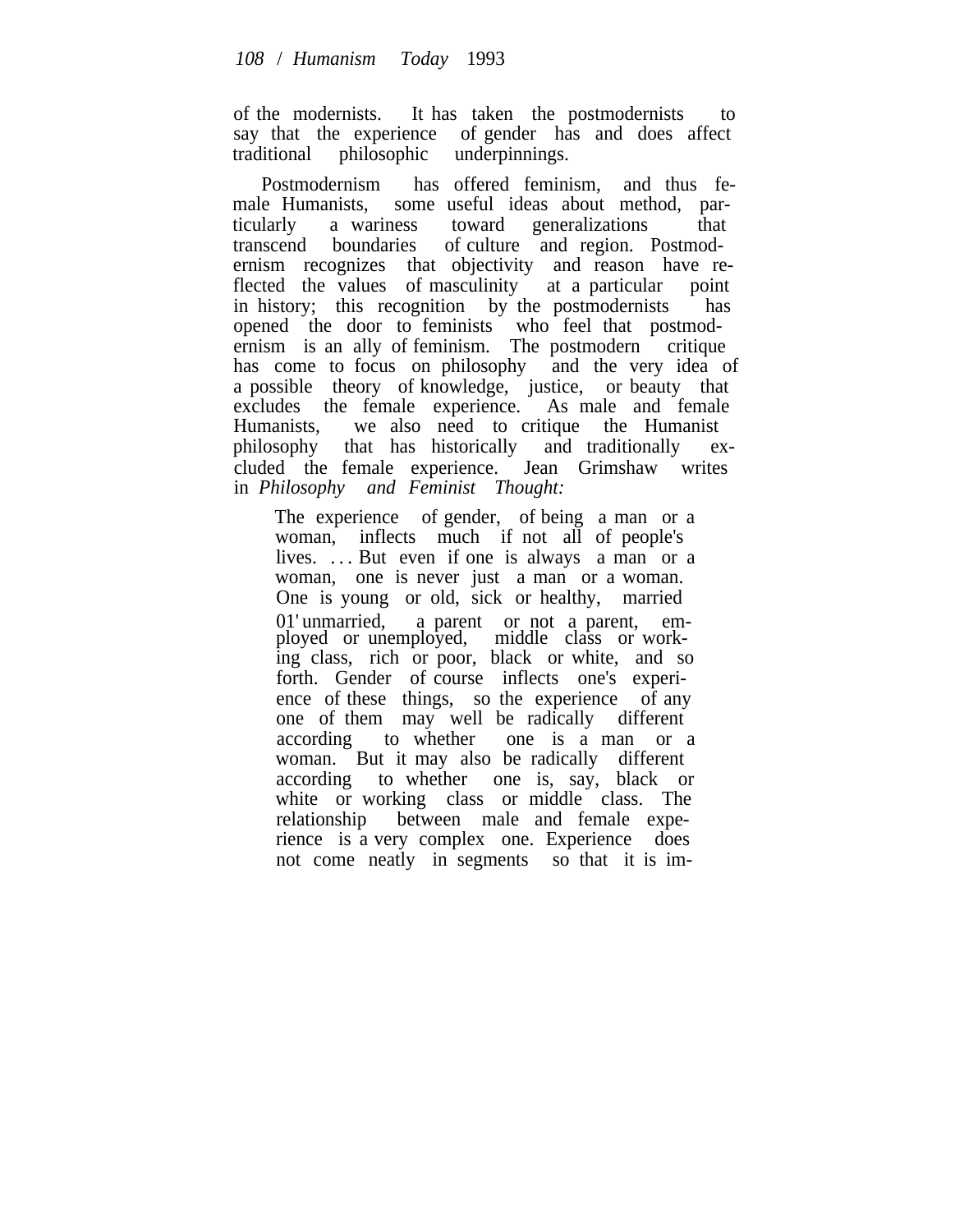of the modernists. It has taken the postmodernists to say that the experience of gender has and does affect traditional philosophic underpinnings.

Postmodernism has offered feminism, and thus female Humanists, some useful ideas about method, particularly a wariness toward generalizations that transcend boundaries of culture and region. Postmodernism recognizes that objectivity and reason have reflected the values of masculinity at a particular point in history; this recognition by the postmodernists has opened the door to feminists who feel that postmodernism is an ally of feminism. The postmodern critique has come to focus on philosophy and the very idea of a possible theory of knowledge, justice, or beauty that excludes the female experience. As male and female Humanists, we also need to critique the Humanist philosophy that has historically and traditionally excluded the female experience. Jean Grimshaw writes in *Philosophy and Feminist Thought:*

> The experience of gender, of being a man or a woman, inflects much if not all of people's lives. . . . But even if one is always a man or a woman, one is never just a man or a woman. One is young or old, sick or healthy, married 01' unmarried, a parent or not a parent, employed or unemployed, middle class or working class, rich or poor, black or white, and so forth. Gender of course inflects one's experience of these things, so the experience of any one of them may well be radically different according to whether one is a man or a woman. But it may also be radically different according to whether one is, say, black or white or working class or middle class. The relationship between male and female experience is a very complex one. Experience does not come neatly in segments so that it is im-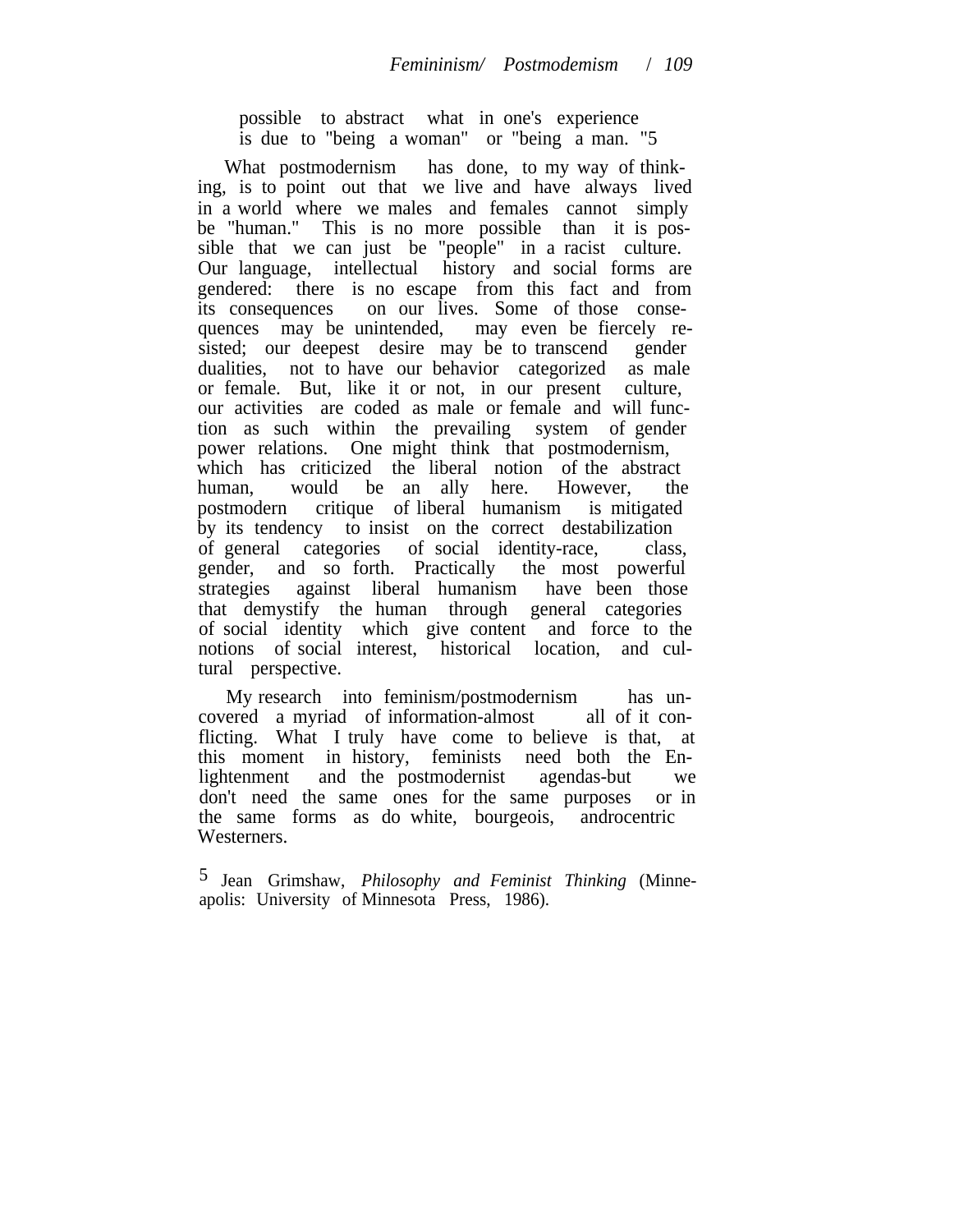possible to abstract what in one's experience is due to "being a woman" or "being a man."[5]

What postmodernism has done, to my way of thinking, is to point out that we live and have always lived in a world where we males and females cannot simply be "human." This is no more possible than it is possible that we can just be "people" in a racist culture. Our language, intellectual history and social forms are gendered: there is no escape from this fact and from its consequences on our lives. Some of those consequences may be unintended, may even be fiercely resisted; our deepest desire may be to transcend gender dualities, not to have our behavior categorized as male or female. But, like it or not, in our present culture, our activities are coded as male or female and will function as such within the prevailing system of gender power relations. One might think that postmodernism, which has criticized the liberal notion of the abstract human, would be an ally here. However, the postmodern critique of liberal humanism is mitigated by its tendency to insist on the correct destabilization of general categories of social identity-race, class, gender, and so forth. Practically the most powerful strategies against liberal humanism have been those that demystify the human through general categories of social identity which give content and force to the notions of social interest, historical location, and cultural perspective.

My research into feminism/postmodernism has uncovered a myriad of information-almost all of it conflicting. What I truly have come to believe is that, at this moment in history, feminists need both the Enlightenment and the postmodernist agendas-but we don't need the same ones for the same purposes or in the same forms as do white, bourgeois, androcentric Westerners.

[5] Jean Grimshaw, *Philosophy and Feminist Thinking* (Minneapolis: University of Minnesota Press, 1986).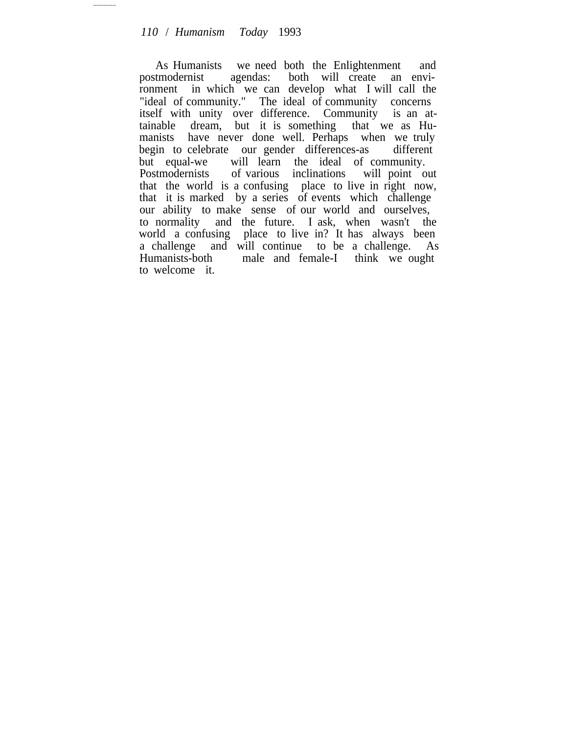As Humanists we need both the Enlightenment and postmodernist agendas: both will create an environment in which we can develop what I will call the "ideal of community." The ideal of community concerns itself with unity over difference. Community is an attainable dream, but it is something that we as Humanists have never done well. Perhaps when we truly begin to celebrate our gender differences-as different but equal-we will learn the ideal of community. Postmodernists of various inclinations will point out that the world is a confusing place to live in right now, that it is marked by a series of events which challenge our ability to make sense of our world and ourselves, to normality and the future. I ask, when wasn't the world a confusing place to live in? It has always been a challenge and will continue to be a challenge. As Humanists-both male and female-I think we ought to welcome it.